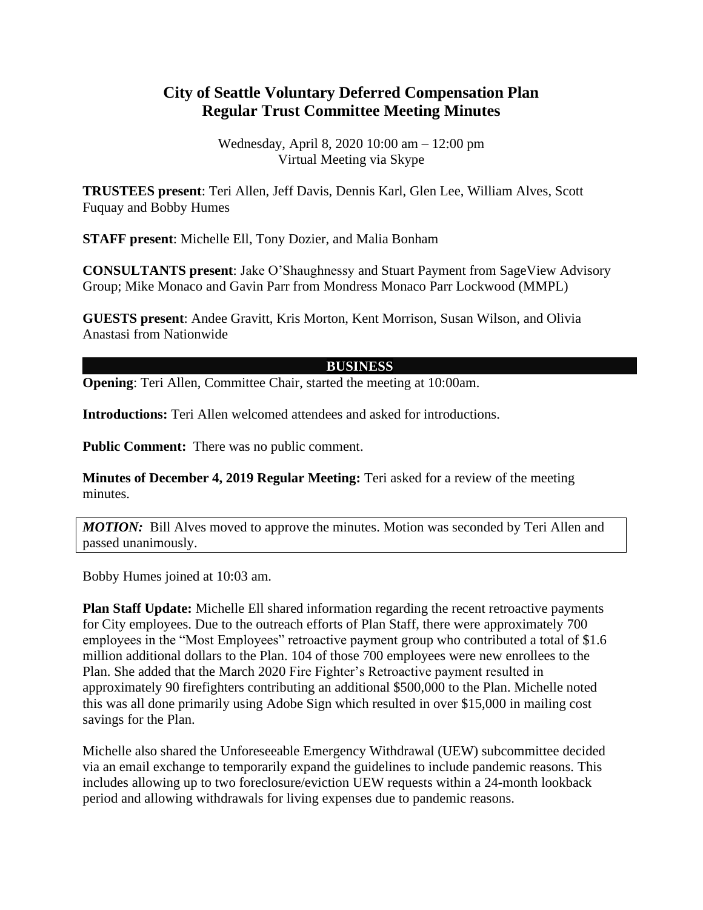# City of Seattle Voluntary Deferred Compensation Plan
# Regular Trust Committee Meeting Minutes

Wednesday, April 8, 2020 10:00 am – 12:00 pm
Virtual Meeting via Skype

**TRUSTEES present**: Teri Allen, Jeff Davis, Dennis Karl, Glen Lee, William Alves, Scott Fuquay and Bobby Humes

**STAFF present**: Michelle Ell, Tony Dozier, and Malia Bonham

**CONSULTANTS present**: Jake O'Shaughnessy and Stuart Payment from SageView Advisory Group; Mike Monaco and Gavin Parr from Mondress Monaco Parr Lockwood (MMPL)

**GUESTS present**: Andee Gravitt, Kris Morton, Kent Morrison, Susan Wilson, and Olivia Anastasi from Nationwide

## BUSINESS

**Opening**: Teri Allen, Committee Chair, started the meeting at 10:00am.

**Introductions:** Teri Allen welcomed attendees and asked for introductions.

**Public Comment:** There was no public comment.

**Minutes of December 4, 2019 Regular Meeting:** Teri asked for a review of the meeting minutes.

> ***MOTION:*** Bill Alves moved to approve the minutes. Motion was seconded by Teri Allen and passed unanimously.

Bobby Humes joined at 10:03 am.

**Plan Staff Update:** Michelle Ell shared information regarding the recent retroactive payments for City employees. Due to the outreach efforts of Plan Staff, there were approximately 700 employees in the "Most Employees" retroactive payment group who contributed a total of $1.6 million additional dollars to the Plan. 104 of those 700 employees were new enrollees to the Plan. She added that the March 2020 Fire Fighter's Retroactive payment resulted in approximately 90 firefighters contributing an additional $500,000 to the Plan. Michelle noted this was all done primarily using Adobe Sign which resulted in over $15,000 in mailing cost savings for the Plan.

Michelle also shared the Unforeseeable Emergency Withdrawal (UEW) subcommittee decided via an email exchange to temporarily expand the guidelines to include pandemic reasons. This includes allowing up to two foreclosure/eviction UEW requests within a 24-month lookback period and allowing withdrawals for living expenses due to pandemic reasons.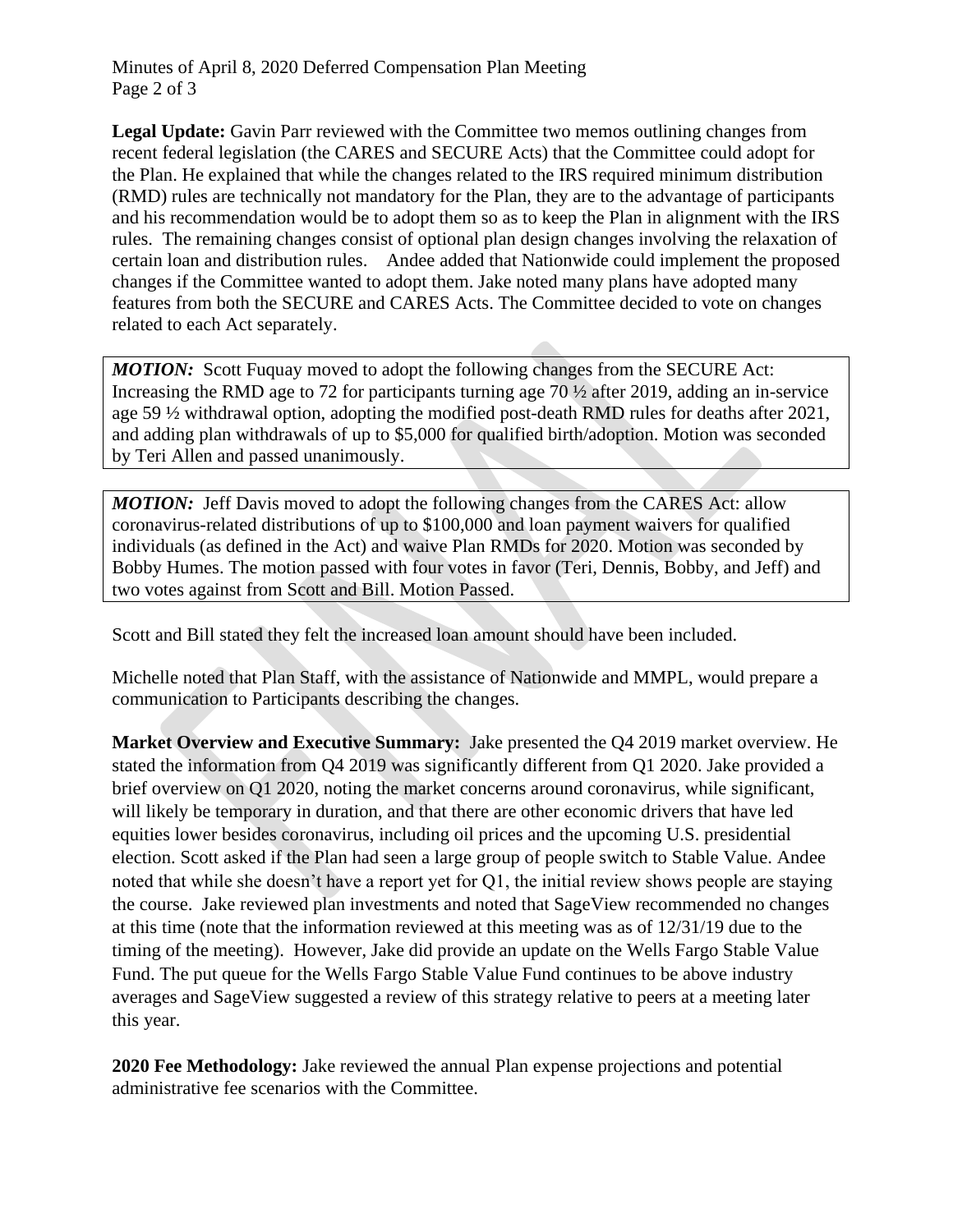**Legal Update:** Gavin Parr reviewed with the Committee two memos outlining changes from recent federal legislation (the CARES and SECURE Acts) that the Committee could adopt for the Plan. He explained that while the changes related to the IRS required minimum distribution (RMD) rules are technically not mandatory for the Plan, they are to the advantage of participants and his recommendation would be to adopt them so as to keep the Plan in alignment with the IRS rules. The remaining changes consist of optional plan design changes involving the relaxation of certain loan and distribution rules. Andee added that Nationwide could implement the proposed changes if the Committee wanted to adopt them. Jake noted many plans have adopted many features from both the SECURE and CARES Acts. The Committee decided to vote on changes related to each Act separately.

> ***MOTION:*** Scott Fuquay moved to adopt the following changes from the SECURE Act: Increasing the RMD age to 72 for participants turning age 70 ½ after 2019, adding an in-service age 59 ½ withdrawal option, adopting the modified post-death RMD rules for deaths after 2021, and adding plan withdrawals of up to $5,000 for qualified birth/adoption. Motion was seconded by Teri Allen and passed unanimously.

> ***MOTION:*** Jeff Davis moved to adopt the following changes from the CARES Act: allow coronavirus-related distributions of up to $100,000 and loan payment waivers for qualified individuals (as defined in the Act) and waive Plan RMDs for 2020. Motion was seconded by Bobby Humes. The motion passed with four votes in favor (Teri, Dennis, Bobby, and Jeff) and two votes against from Scott and Bill. Motion Passed.

Scott and Bill stated they felt the increased loan amount should have been included.

Michelle noted that Plan Staff, with the assistance of Nationwide and MMPL, would prepare a communication to Participants describing the changes.

**Market Overview and Executive Summary:** Jake presented the Q4 2019 market overview. He stated the information from Q4 2019 was significantly different from Q1 2020. Jake provided a brief overview on Q1 2020, noting the market concerns around coronavirus, while significant, will likely be temporary in duration, and that there are other economic drivers that have led equities lower besides coronavirus, including oil prices and the upcoming U.S. presidential election. Scott asked if the Plan had seen a large group of people switch to Stable Value. Andee noted that while she doesn't have a report yet for Q1, the initial review shows people are staying the course. Jake reviewed plan investments and noted that SageView recommended no changes at this time (note that the information reviewed at this meeting was as of 12/31/19 due to the timing of the meeting). However, Jake did provide an update on the Wells Fargo Stable Value Fund. The put queue for the Wells Fargo Stable Value Fund continues to be above industry averages and SageView suggested a review of this strategy relative to peers at a meeting later this year.

**2020 Fee Methodology:** Jake reviewed the annual Plan expense projections and potential administrative fee scenarios with the Committee.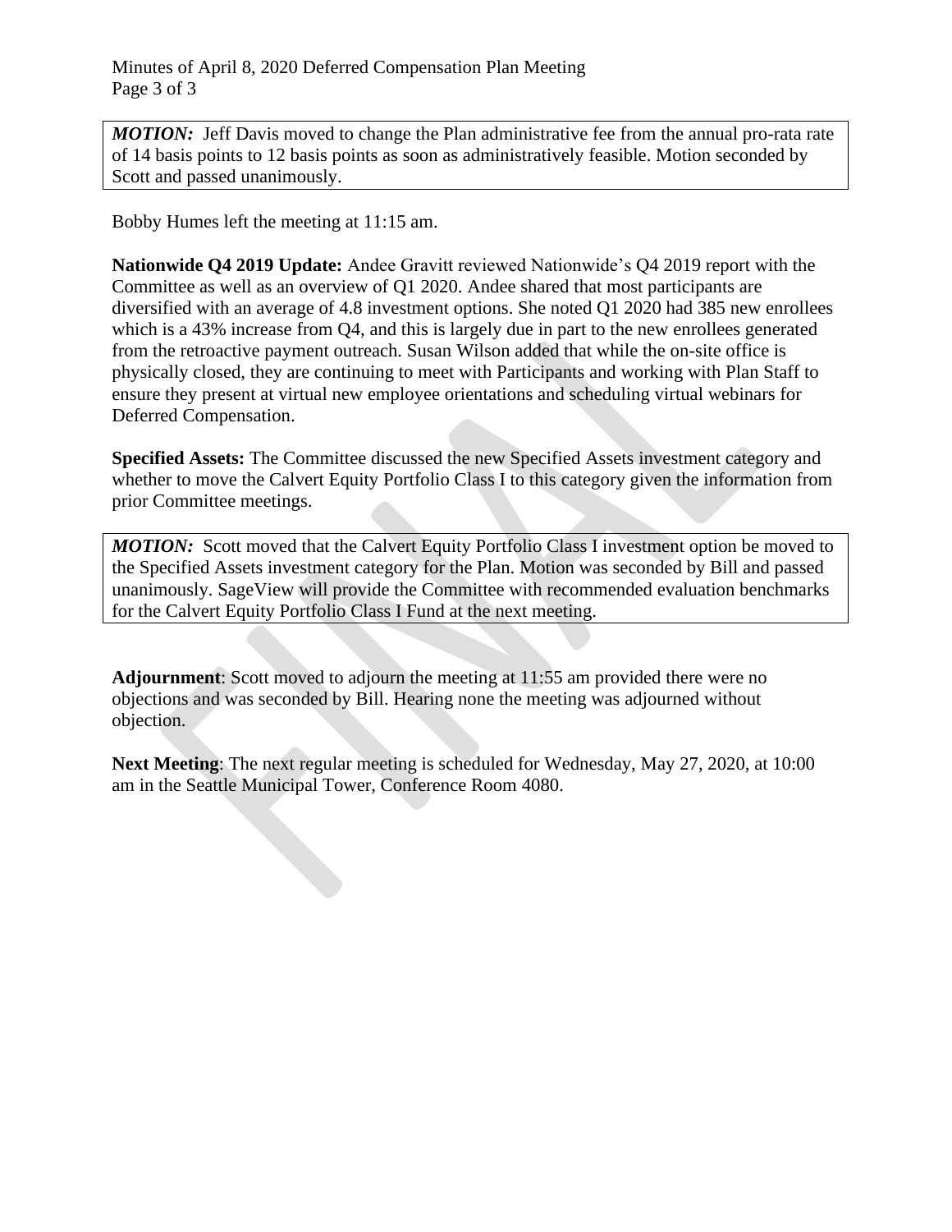***MOTION:*** Jeff Davis moved to change the Plan administrative fee from the annual pro-rata rate of 14 basis points to 12 basis points as soon as administratively feasible. Motion seconded by Scott and passed unanimously.

Bobby Humes left the meeting at 11:15 am.

**Nationwide Q4 2019 Update:** Andee Gravitt reviewed Nationwide's Q4 2019 report with the Committee as well as an overview of Q1 2020. Andee shared that most participants are diversified with an average of 4.8 investment options. She noted Q1 2020 had 385 new enrollees which is a 43% increase from Q4, and this is largely due in part to the new enrollees generated from the retroactive payment outreach. Susan Wilson added that while the on-site office is physically closed, they are continuing to meet with Participants and working with Plan Staff to ensure they present at virtual new employee orientations and scheduling virtual webinars for Deferred Compensation.

**Specified Assets:** The Committee discussed the new Specified Assets investment category and whether to move the Calvert Equity Portfolio Class I to this category given the information from prior Committee meetings.

***MOTION:*** Scott moved that the Calvert Equity Portfolio Class I investment option be moved to the Specified Assets investment category for the Plan. Motion was seconded by Bill and passed unanimously. SageView will provide the Committee with recommended evaluation benchmarks for the Calvert Equity Portfolio Class I Fund at the next meeting.

**Adjournment**: Scott moved to adjourn the meeting at 11:55 am provided there were no objections and was seconded by Bill. Hearing none the meeting was adjourned without objection.

**Next Meeting**: The next regular meeting is scheduled for Wednesday, May 27, 2020, at 10:00 am in the Seattle Municipal Tower, Conference Room 4080.